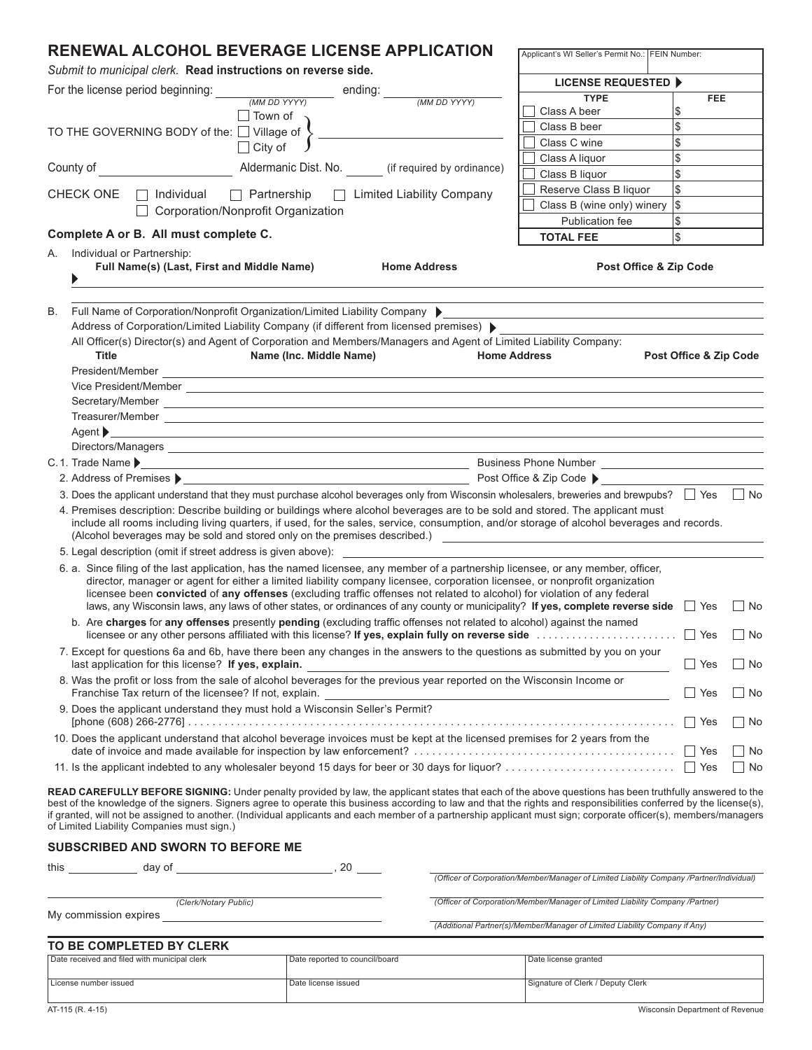# RENEWAL ALCOHOL BEVERAGE LICENSE APPLICATION

*Submit to municipal clerk.* **Read instructions on reverse side.**

| Applicant's WI Seller's Permit No.: | FEIN Number: |
|---|---|
| | |

**LICENSE REQUESTED ▶**

| TYPE | FEE |
|---|---|
| ☐ Class A beer | $ |
| ☐ Class B beer | $ |
| ☐ Class C wine | $ |
| ☐ Class A liquor | $ |
| ☐ Class B liquor | $ |
| ☐ Reserve Class B liquor | $ |
| ☐ Class B (wine only) winery | $ |
| Publication fee | $ |
| **TOTAL FEE** | $ |

For the license period beginning: ________ *(MM DD YYYY)* ending: ________ *(MM DD YYYY)*

TO THE GOVERNING BODY of the: ☐ Town of ☐ Village of ☐ City of ____________________

County of ____________ Aldermanic Dist. No. ______ (if required by ordinance)

CHECK ONE ☐ Individual ☐ Partnership ☐ Limited Liability Company ☐ Corporation/Nonprofit Organization

**Complete A or B. All must complete C.**

A. Individual or Partnership:

| **Full Name(s) (Last, First and Middle Name)** | **Home Address** | **Post Office & Zip Code** |
|---|---|---|
| ▶ | | |

B. Full Name of Corporation/Nonprofit Organization/Limited Liability Company ▶ ____________________

Address of Corporation/Limited Liability Company (if different from licensed premises) ▶ ____________________

All Officer(s) Director(s) and Agent of Corporation and Members/Managers and Agent of Limited Liability Company:

| **Title** | **Name (Inc. Middle Name)** | **Home Address** | **Post Office & Zip Code** |
|---|---|---|---|
| President/Member | | | |
| Vice President/Member | | | |
| Secretary/Member | | | |
| Treasurer/Member | | | |
| Agent ▶ | | | |
| Directors/Managers | | | |

C. 1. Trade Name ▶ ____________________ Business Phone Number ____________________

2. Address of Premises ▶ ____________________ Post Office & Zip Code ▶ ____________________

3. Does the applicant understand that they must purchase alcohol beverages only from Wisconsin wholesalers, breweries and brewpubs? ☐ Yes ☐ No

4. Premises description: Describe building or buildings where alcohol beverages are to be sold and stored. The applicant must include all rooms including living quarters, if used, for the sales, service, consumption, and/or storage of alcohol beverages and records. (Alcohol beverages may be sold and stored only on the premises described.) ____________________

5. Legal description (omit if street address is given above): ____________________

6. a. Since filing of the last application, has the named licensee, any member of a partnership licensee, or any member, officer, director, manager or agent for either a limited liability company licensee, corporation licensee, or nonprofit organization licensee been **convicted** of **any offenses** (excluding traffic offenses not related to alcohol) for violation of any federal laws, any Wisconsin laws, any laws of other states, or ordinances of any county or municipality? **If yes, complete reverse side** ☐ Yes ☐ No

b. Are **charges** for **any offenses** presently **pending** (excluding traffic offenses not related to alcohol) against the named licensee or any other persons affiliated with this license? **If yes, explain fully on reverse side** ........................ ☐ Yes ☐ No

7. Except for questions 6a and 6b, have there been any changes in the answers to the questions as submitted by you on your last application for this license? **If yes, explain.** ____________________ ☐ Yes ☐ No

8. Was the profit or loss from the sale of alcohol beverages for the previous year reported on the Wisconsin Income or Franchise Tax return of the licensee? If not, explain. ____________________ ☐ Yes ☐ No

9. Does the applicant understand they must hold a Wisconsin Seller's Permit? [phone (608) 266-2776] ........................ ☐ Yes ☐ No

10. Does the applicant understand that alcohol beverage invoices must be kept at the licensed premises for 2 years from the date of invoice and made available for inspection by law enforcement? ........................ ☐ Yes ☐ No

11. Is the applicant indebted to any wholesaler beyond 15 days for beer or 30 days for liquor? ........................ ☐ Yes ☐ No

**READ CAREFULLY BEFORE SIGNING:** Under penalty provided by law, the applicant states that each of the above questions has been truthfully answered to the best of the knowledge of the signers. Signers agree to operate this business according to law and that the rights and responsibilities conferred by the license(s), if granted, will not be assigned to another. (Individual applicants and each member of a partnership applicant must sign; corporate officer(s), members/managers of Limited Liability Companies must sign.)

## SUBSCRIBED AND SWORN TO BEFORE ME

this ________ day of ____________________, 20 ____

____________________
*(Clerk/Notary Public)*

My commission expires ____________________

____________________
*(Officer of Corporation/Member/Manager of Limited Liability Company /Partner/Individual)*

____________________
*(Officer of Corporation/Member/Manager of Limited Liability Company /Partner)*

____________________
*(Additional Partner(s)/Member/Manager of Limited Liability Company if Any)*

## TO BE COMPLETED BY CLERK

| Date received and filed with municipal clerk | Date reported to council/board | Date license granted |
|---|---|---|
| **License number issued** | **Date license issued** | **Signature of Clerk / Deputy Clerk** |
| | | |

AT-115 (R. 4-15) Wisconsin Department of Revenue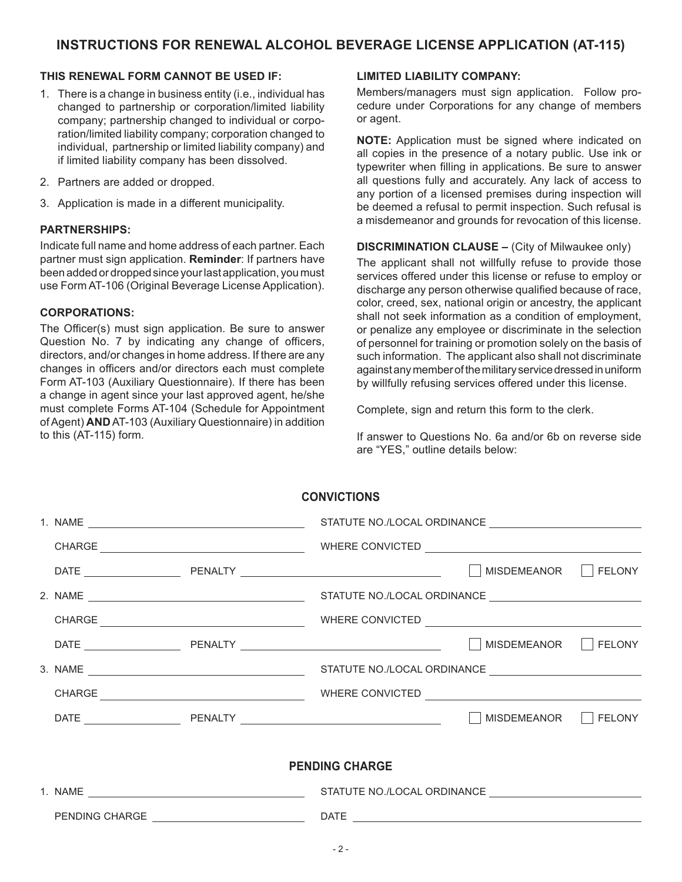# INSTRUCTIONS FOR RENEWAL ALCOHOL BEVERAGE LICENSE APPLICATION (AT-115)

**THIS RENEWAL FORM CANNOT BE USED IF:**

1. There is a change in business entity (i.e., individual has changed to partnership or corporation/limited liability company; partnership changed to individual or corporation/limited liability company; corporation changed to individual, partnership or limited liability company) and if limited liability company has been dissolved.
2. Partners are added or dropped.
3. Application is made in a different municipality.

**PARTNERSHIPS:**

Indicate full name and home address of each partner. Each partner must sign application. **Reminder**: If partners have been added or dropped since your last application, you must use Form AT-106 (Original Beverage License Application).

**CORPORATIONS:**

The Officer(s) must sign application. Be sure to answer Question No. 7 by indicating any change of officers, directors, and/or changes in home address. If there are any changes in officers and/or directors each must complete Form AT-103 (Auxiliary Questionnaire). If there has been a change in agent since your last approved agent, he/she must complete Forms AT-104 (Schedule for Appointment of Agent) **AND** AT-103 (Auxiliary Questionnaire) in addition to this (AT-115) form.

**LIMITED LIABILITY COMPANY:**

Members/managers must sign application. Follow procedure under Corporations for any change of members or agent.

**NOTE:** Application must be signed where indicated on all copies in the presence of a notary public. Use ink or typewriter when filling in applications. Be sure to answer all questions fully and accurately. Any lack of access to any portion of a licensed premises during inspection will be deemed a refusal to permit inspection. Such refusal is a misdemeanor and grounds for revocation of this license.

**DISCRIMINATION CLAUSE –** (City of Milwaukee only)

The applicant shall not willfully refuse to provide those services offered under this license or refuse to employ or discharge any person otherwise qualified because of race, color, creed, sex, national origin or ancestry, the applicant shall not seek information as a condition of employment, or penalize any employee or discriminate in the selection of personnel for training or promotion solely on the basis of such information. The applicant also shall not discriminate against any member of the military service dressed in uniform by willfully refusing services offered under this license.

Complete, sign and return this form to the clerk.

If answer to Questions No. 6a and/or 6b on reverse side are "YES," outline details below:

## CONVICTIONS

1. NAME ______________________ STATUTE NO./LOCAL ORDINANCE ______________________

   CHARGE ______________________ WHERE CONVICTED ______________________

   DATE __________ PENALTY ______________________ ☐ MISDEMEANOR ☐ FELONY

2. NAME ______________________ STATUTE NO./LOCAL ORDINANCE ______________________

   CHARGE ______________________ WHERE CONVICTED ______________________

   DATE __________ PENALTY ______________________ ☐ MISDEMEANOR ☐ FELONY

3. NAME ______________________ STATUTE NO./LOCAL ORDINANCE ______________________

   CHARGE ______________________ WHERE CONVICTED ______________________

   DATE __________ PENALTY ______________________ ☐ MISDEMEANOR ☐ FELONY

## PENDING CHARGE

1. NAME ______________________ STATUTE NO./LOCAL ORDINANCE ______________________

   PENDING CHARGE ______________________ DATE ______________________